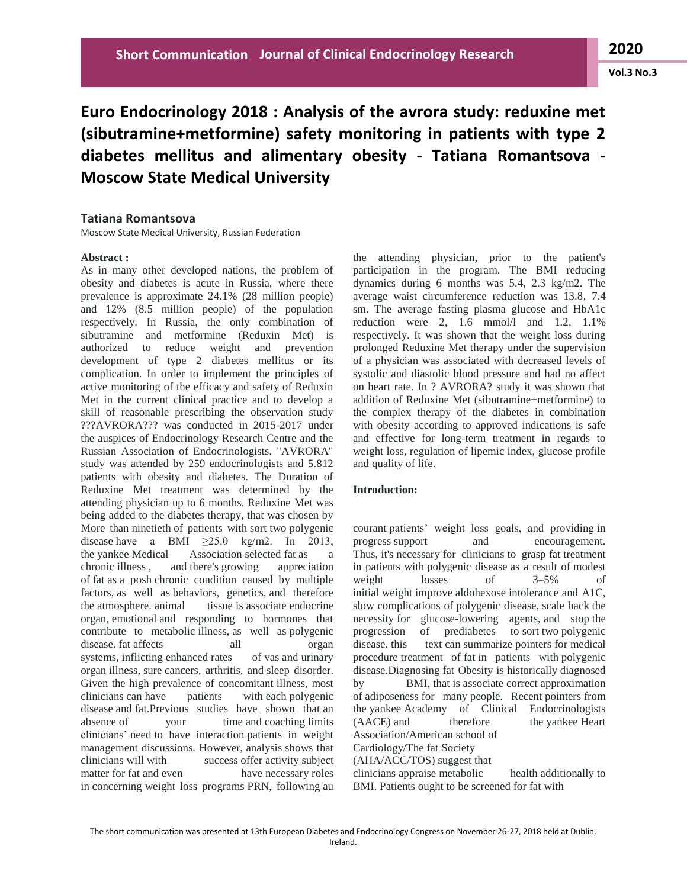# Euro Endocrinology 2018 : Analysis of the avrora study: reduxine met (sibutramine+metformine) safety monitoring in patients with type 2 diabetes mellitus and alimentary obesity - Tatiana Romantsova - Moscow State Medical University

**Tatiana Romantsova**

Moscow State Medical University, Russian Federation

**Abstract :**

As in many other developed nations, the problem of obesity and diabetes is acute in Russia, where there prevalence is approximate 24.1% (28 million people) and 12% (8.5 million people) of the population respectively. In Russia, the only combination of sibutramine and metformine (Reduxin Met) is authorized to reduce weight and prevention development of type 2 diabetes mellitus or its complication. In order to implement the principles of active monitoring of the efficacy and safety of Reduxin Met in the current clinical practice and to develop a skill of reasonable prescribing the observation study ???AVRORA??? was conducted in 2015-2017 under the auspices of Endocrinology Research Centre and the Russian Association of Endocrinologists. "AVRORA" study was attended by 259 endocrinologists and 5.812 patients with obesity and diabetes. The Duration of Reduxine Met treatment was determined by the attending physician up to 6 months. Reduxine Met was being added to the diabetes therapy, that was chosen by More than ninetieth of patients with sort two polygenic disease have a BMI ≥25.0 kg/m2. In 2013, the yankee Medical Association selected fat as a chronic illness , and there's growing appreciation of fat as a posh chronic condition caused by multiple factors, as well as behaviors, genetics, and therefore the atmosphere. animal tissue is associate endocrine organ, emotional and responding to hormones that contribute to metabolic illness, as well as polygenic disease. fat affects all organ systems, inflicting enhanced rates of vas and urinary organ illness, sure cancers, arthritis, and sleep disorder. Given the high prevalence of concomitant illness, most clinicians can have patients with each polygenic disease and fat.Previous studies have shown that an absence of your time and coaching limits clinicians' need to have interaction patients in weight management discussions. However, analysis shows that clinicians will with success offer activity subject matter for fat and even have necessary roles in concerning weight loss programs PRN, following au the attending physician, prior to the patient's participation in the program. The BMI reducing dynamics during 6 months was 5.4, 2.3 kg/m2. The average waist circumference reduction was 13.8, 7.4 sm. The average fasting plasma glucose and HbA1c reduction were 2, 1.6 mmol/l and 1.2, 1.1% respectively. It was shown that the weight loss during prolonged Reduxine Met therapy under the supervision of a physician was associated with decreased levels of systolic and diastolic blood pressure and had no affect on heart rate. In ? AVRORA? study it was shown that addition of Reduxine Met (sibutramine+metformine) to the complex therapy of the diabetes in combination with obesity according to approved indications is safe and effective for long-term treatment in regards to weight loss, regulation of lipemic index, glucose profile and quality of life.

**Introduction:**

courant patients' weight loss goals, and providing in progress support and encouragement. Thus, it's necessary for clinicians to grasp fat treatment in patients with polygenic disease as a result of modest weight losses of 3–5% of initial weight improve aldohexose intolerance and A1C, slow complications of polygenic disease, scale back the necessity for glucose-lowering agents, and stop the progression of prediabetes to sort two polygenic disease. this text can summarize pointers for medical procedure treatment of fat in patients with polygenic disease.Diagnosing fat Obesity is historically diagnosed by BMI, that is associate correct approximation of adiposeness for many people. Recent pointers from the yankee Academy of Clinical Endocrinologists (AACE) and therefore the yankee Heart Association/American school of Cardiology/The fat Society (AHA/ACC/TOS) suggest that clinicians appraise metabolic health additionally to BMI. Patients ought to be screened for fat with

The short communication was presented at 13th European Diabetes and Endocrinology Congress on November 26-27, 2018 held at Dublin, Ireland.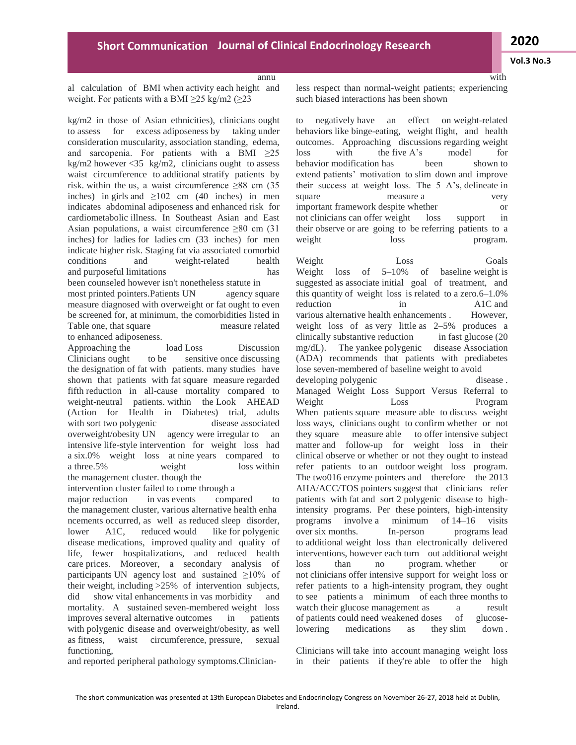annual calculation of BMI when activity each height and weight. For patients with a BMI ≥25 kg/m2 (≥23 kg/m2 in those of Asian ethnicities), clinicians ought to assess for excess adiposeness by taking under consideration muscularity, association standing, edema, and sarcopenia. For patients with a BMI ≥25 kg/m2 however <35 kg/m2, clinicians ought to assess waist circumference to additional stratify patients by risk. within the us, a waist circumference ≥88 cm (35 inches) in girls and ≥102 cm (40 inches) in men indicates abdominal adiposeness and enhanced risk for cardiometabolic illness. In Southeast Asian and East Asian populations, a waist circumference ≥80 cm (31 inches) for ladies for ladies cm (33 inches) for men indicate higher risk. Staging fat via associated comorbid conditions and weight-related health and purposeful limitations has been counseled however isn't nonetheless statute in most printed pointers.Patients UN agency square measure diagnosed with overweight or fat ought to even be screened for, at minimum, the comorbidities listed in Table one, that square measure related to enhanced adiposeness.

## Approaching the load Loss Discussion

Clinicians ought to be sensitive once discussing the designation of fat with patients. many studies have shown that patients with fat square measure regarded fifth reduction in all-cause mortality compared to weight-neutral patients. within the Look AHEAD (Action for Health in Diabetes) trial, adults with sort two polygenic disease associated overweight/obesity UN agency were irregular to an intensive life-style intervention for weight loss had a six.0% weight loss at nine years compared to a three.5% weight loss within the management cluster. though the intervention cluster failed to come through a major reduction in vas events compared to the management cluster, various alternative health enhancements occurred, as well as reduced sleep disorder, lower A1C, reduced would like for polygenic disease medications, improved quality and quality of life, fewer hospitalizations, and reduced health care prices. Moreover, a secondary analysis of participants UN agency lost and sustained ≥10% of their weight, including >25% of intervention subjects, did show vital enhancements in vas morbidity and mortality. A sustained seven-membered weight loss improves several alternative outcomes in patients with polygenic disease and overweight/obesity, as well as fitness, waist circumference, pressure, sexual functioning, and reported peripheral pathology symptoms.Clinician-with less respect than normal-weight patients; experiencing such biased interactions has been shown to negatively have an effect on weight-related behaviors like binge-eating, weight flight, and health outcomes. Approaching discussions regarding weight loss with the five A's model for behavior modification has been shown to extend patients' motivation to slim down and improve their success at weight loss. The 5 A's, delineate in square measure a very important framework despite whether or not clinicians can offer weight loss support in their observe or are going to be referring patients to a weight loss program.

## Weight Loss Goals

Weight loss of 5–10% of baseline weight is suggested as associate initial goal of treatment, and this quantity of weight loss is related to a zero.6–1.0% reduction in A1C and various alternative health enhancements . However, weight loss of as very little as 2–5% produces a clinically substantive reduction in fast glucose (20 mg/dL). The yankee polygenic disease Association (ADA) recommends that patients with prediabetes lose seven-membered of baseline weight to avoid developing polygenic disease .

## Managed Weight Loss Support Versus Referral to Weight Loss Program

When patients square measure able to discuss weight loss ways, clinicians ought to confirm whether or not they square measure able to offer intensive subject matter and follow-up for weight loss in their clinical observe or whether or not they ought to instead refer patients to an outdoor weight loss program. The two016 enzyme pointers and therefore the 2013 AHA/ACC/TOS pointers suggest that clinicians refer patients with fat and sort 2 polygenic disease to high-intensity programs. Per these pointers, high-intensity programs involve a minimum of 14–16 visits over six months. In-person programs lead to additional weight loss than electronically delivered interventions, however each turn out additional weight loss than no program. whether or not clinicians offer intensive support for weight loss or refer patients to a high-intensity program, they ought to see patients a minimum of each three months to watch their glucose management as a result of patients could need weakened doses of glucose-lowering medications as they slim down .

Clinicians will take into account managing weight loss in their patients if they're able to offer the high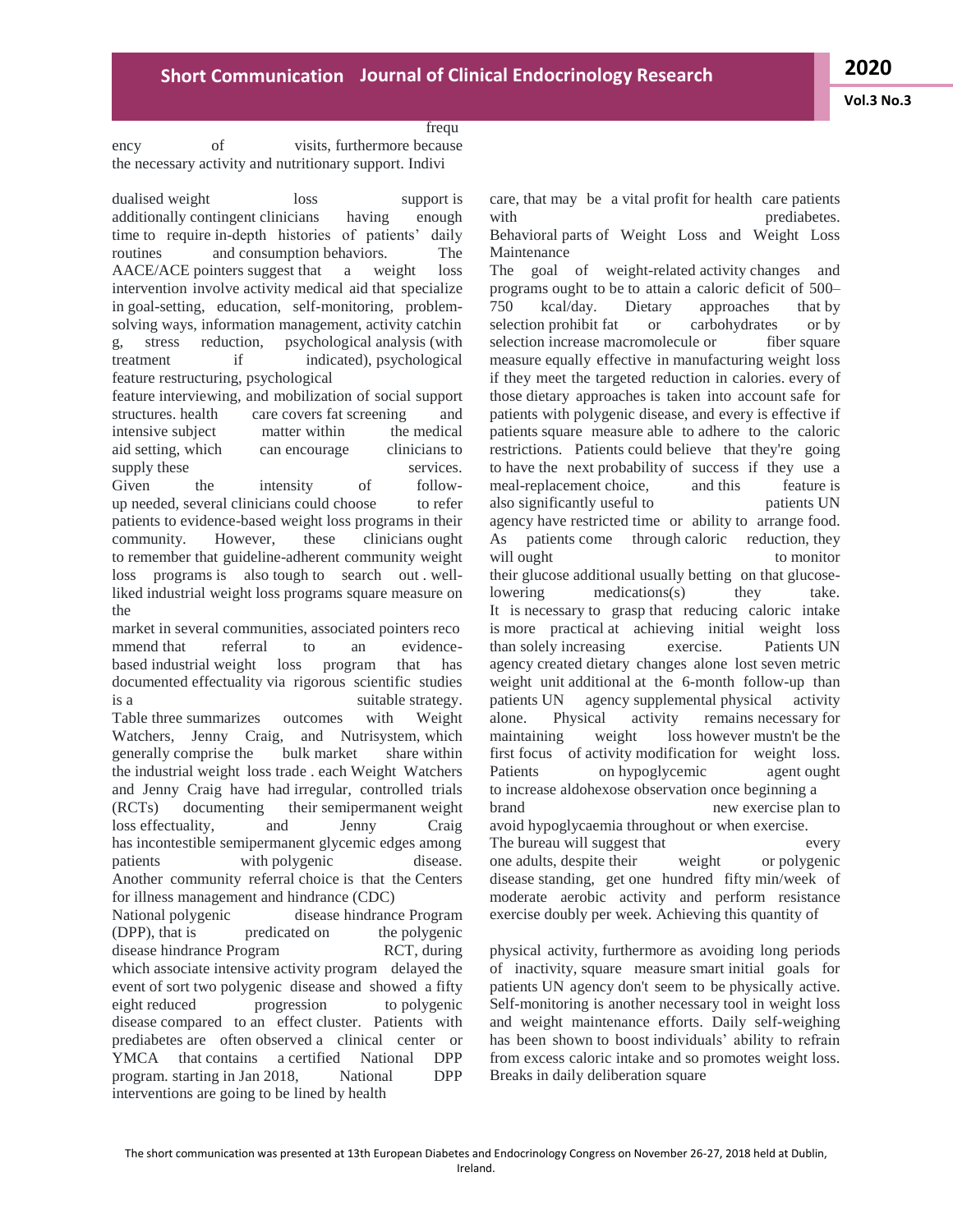frequency of visits, furthermore because the necessary activity and nutritionary support. Individualised weight loss support is additionally contingent clinicians having enough time to require in-depth histories of patients' daily routines and consumption behaviors. The AACE/ACE pointers suggest that a weight loss intervention involve activity medical aid that specialize in goal-setting, education, self-monitoring, problem-solving ways, information management, activity catching, stress reduction, psychological analysis (with treatment if indicated), psychological feature restructuring, psychological feature interviewing, and mobilization of social support structures. health care covers fat screening and intensive subject matter within the medical aid setting, which can encourage clinicians to supply these services.

Given the intensity of follow-up needed, several clinicians could choose to refer patients to evidence-based weight loss programs in their community. However, these clinicians ought to remember that guideline-adherent community weight loss programs is also tough to search out . well-liked industrial weight loss programs square measure on the market in several communities, associated pointers recommend that referral to an evidence-based industrial weight loss program that has documented effectuality via rigorous scientific studies is a suitable strategy.

Table three summarizes outcomes with Weight Watchers, Jenny Craig, and Nutrisystem, which generally comprise the bulk market share within the industrial weight loss trade . each Weight Watchers and Jenny Craig have had irregular, controlled trials (RCTs) documenting their semipermanent weight loss effectuality, and Jenny Craig has incontestible semipermanent glycemic edges among patients with polygenic disease. Another community referral choice is that the Centers for illness management and hindrance (CDC)

National polygenic disease hindrance Program (DPP), that is predicated on the polygenic disease hindrance Program RCT, during which associate intensive activity program delayed the event of sort two polygenic disease and showed a fifty eight reduced progression to polygenic disease compared to an effect cluster. Patients with prediabetes are often observed a clinical center or YMCA that contains a certified National DPP program. starting in Jan 2018, National DPP interventions are going to be lined by health care, that may be a vital profit for health care patients with prediabetes.

Behavioral parts of Weight Loss and Weight Loss Maintenance

The goal of weight-related activity changes and programs ought to be to attain a caloric deficit of 500–750 kcal/day. Dietary approaches that by selection prohibit fat or carbohydrates or by selection increase macromolecule or fiber square measure equally effective in manufacturing weight loss if they meet the targeted reduction in calories. every of those dietary approaches is taken into account safe for patients with polygenic disease, and every is effective if patients square measure able to adhere to the caloric restrictions. Patients could believe that they're going to have the next probability of success if they use a meal-replacement choice, and this feature is also significantly useful to patients UN agency have restricted time or ability to arrange food. As patients come through caloric reduction, they will ought to monitor their glucose additional usually betting on that glucose-lowering medications(s) they take.

It is necessary to grasp that reducing caloric intake is more practical at achieving initial weight loss than solely increasing exercise. Patients UN agency created dietary changes alone lost seven metric weight unit additional at the 6-month follow-up than patients UN agency supplemental physical activity alone. Physical activity remains necessary for maintaining weight loss however mustn't be the first focus of activity modification for weight loss. Patients on hypoglycemic agent ought to increase aldohexose observation once beginning a brand new exercise plan to avoid hypoglycaemia throughout or when exercise.

The bureau will suggest that every one adults, despite their weight or polygenic disease standing, get one hundred fifty min/week of moderate aerobic activity and perform resistance exercise doubly per week. Achieving this quantity of physical activity, furthermore as avoiding long periods of inactivity, square measure smart initial goals for patients UN agency don't seem to be physically active. Self-monitoring is another necessary tool in weight loss and weight maintenance efforts. Daily self-weighing has been shown to boost individuals' ability to refrain from excess caloric intake and so promotes weight loss. Breaks in daily deliberation square

The short communication was presented at 13th European Diabetes and Endocrinology Congress on November 26-27, 2018 held at Dublin, Ireland.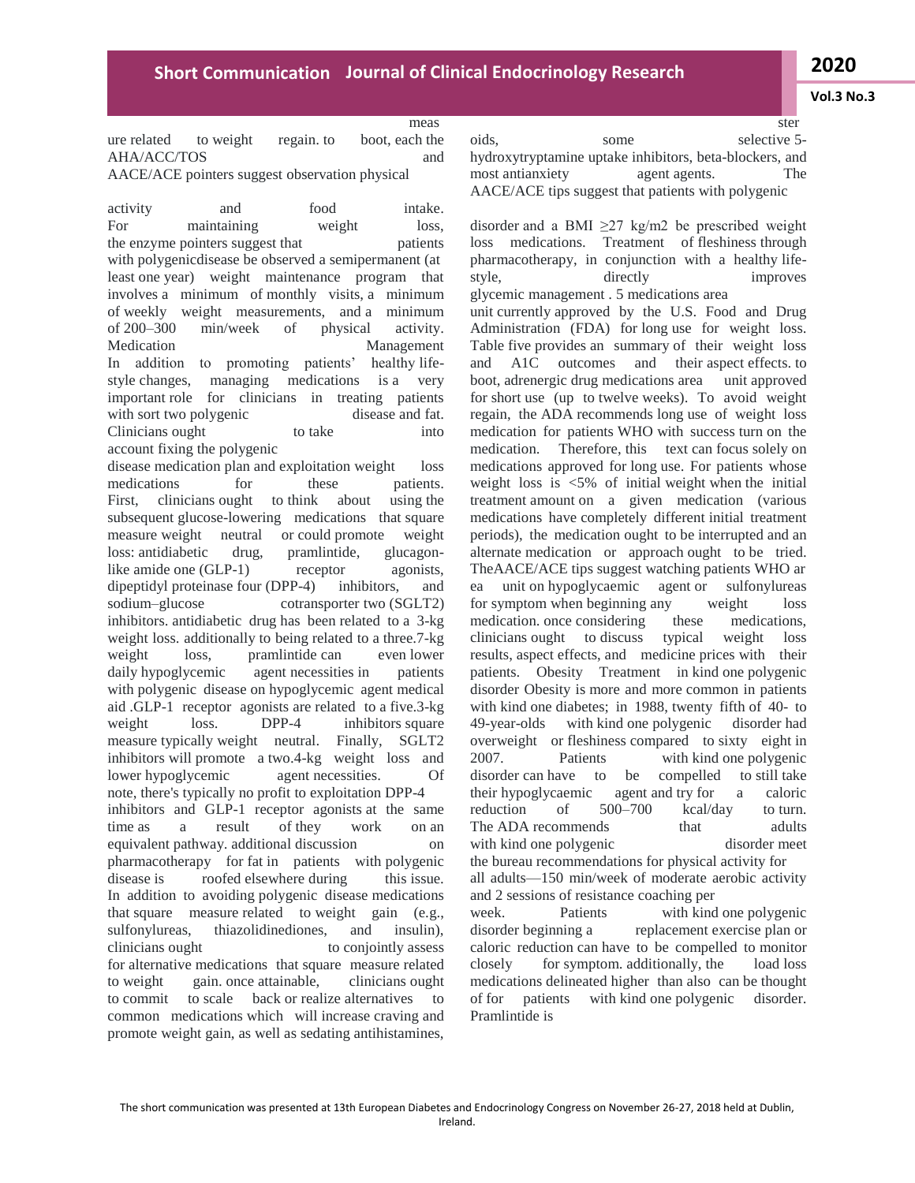measure related to weight regain. to boot, each the AHA/ACC/TOS and AACE/ACE pointers suggest observation physical

activity and food intake. For maintaining weight loss, the enzyme pointers suggest that patients with polygenicdisease be observed a semipermanent (at least one year) weight maintenance program that involves a minimum of monthly visits, a minimum of weekly weight measurements, and a minimum of 200–300 min/week of physical activity.

Medication Management

In addition to promoting patients' healthy life-style changes, managing medications is a very important role for clinicians in treating patients with sort two polygenic disease and fat. Clinicians ought to take into account fixing the polygenic disease medication plan and exploitation weight loss medications for these patients. First, clinicians ought to think about using the subsequent glucose-lowering medications that square measure weight neutral or could promote weight loss: antidiabetic drug, pramlintide, glucagon-like amide one (GLP-1) receptor agonists, dipeptidyl proteinase four (DPP-4) inhibitors, and sodium–glucose cotransporter two (SGLT2) inhibitors. antidiabetic drug has been related to a 3-kg weight loss. additionally to being related to a three.7-kg weight loss, pramlintide can even lower daily hypoglycemic agent necessities in patients with polygenic disease on hypoglycemic agent medical aid .GLP-1 receptor agonists are related to a five.3-kg weight loss. DPP-4 inhibitors square measure typically weight neutral. Finally, SGLT2 inhibitors will promote a two.4-kg weight loss and lower hypoglycemic agent necessities. Of note, there's typically no profit to exploitation DPP-4 inhibitors and GLP-1 receptor agonists at the same time as a result of they work on an equivalent pathway. additional discussion on pharmacotherapy for fat in patients with polygenic disease is roofed elsewhere during this issue. In addition to avoiding polygenic disease medications that square measure related to weight gain (e.g., sulfonylureas, thiazolidinediones, and insulin), clinicians ought to conjointly assess for alternative medications that square measure related to weight gain. once attainable, clinicians ought to commit to scale back or realize alternatives to common medications which will increase craving and promote weight gain, as well as sedating antihistamines, steroids, some selective 5-hydroxytryptamine uptake inhibitors, beta-blockers, and most antianxiety agent agents. The AACE/ACE tips suggest that patients with polygenic

disorder and a BMI ≥27 kg/m2 be prescribed weight loss medications. Treatment of fleshiness through pharmacotherapy, in conjunction with a healthy life-style, directly improves glycemic management . 5 medications area unit currently approved by the U.S. Food and Drug Administration (FDA) for long use for weight loss. Table five provides an summary of their weight loss and A1C outcomes and their aspect effects. to boot, adrenergic drug medications area unit approved for short use (up to twelve weeks). To avoid weight regain, the ADA recommends long use of weight loss medication for patients WHO with success turn on the medication. Therefore, this text can focus solely on medications approved for long use. For patients whose weight loss is <5% of initial weight when the initial treatment amount on a given medication (various medications have completely different initial treatment periods), the medication ought to be interrupted and an alternate medication or approach ought to be tried. TheAACE/ACE tips suggest watching patients WHO area unit on hypoglycaemic agent or sulfonylureas for symptom when beginning any weight loss medication. once considering these medications, clinicians ought to discuss typical weight loss results, aspect effects, and medicine prices with their patients. Obesity Treatment in kind one polygenic disorder Obesity is more and more common in patients with kind one diabetes; in 1988, twenty fifth of 40- to 49-year-olds with kind one polygenic disorder had overweight or fleshiness compared to sixty eight in 2007. Patients with kind one polygenic disorder can have to be compelled to still take their hypoglycaemic agent and try for a caloric reduction of 500–700 kcal/day to turn. The ADA recommends that adults with kind one polygenic disorder meet the bureau recommendations for physical activity for all adults—150 min/week of moderate aerobic activity and 2 sessions of resistance coaching per week. Patients with kind one polygenic disorder beginning a replacement exercise plan or caloric reduction can have to be compelled to monitor closely for symptom. additionally, the load loss medications delineated higher than also can be thought of for patients with kind one polygenic disorder. Pramlintide is

The short communication was presented at 13th European Diabetes and Endocrinology Congress on November 26-27, 2018 held at Dublin, Ireland.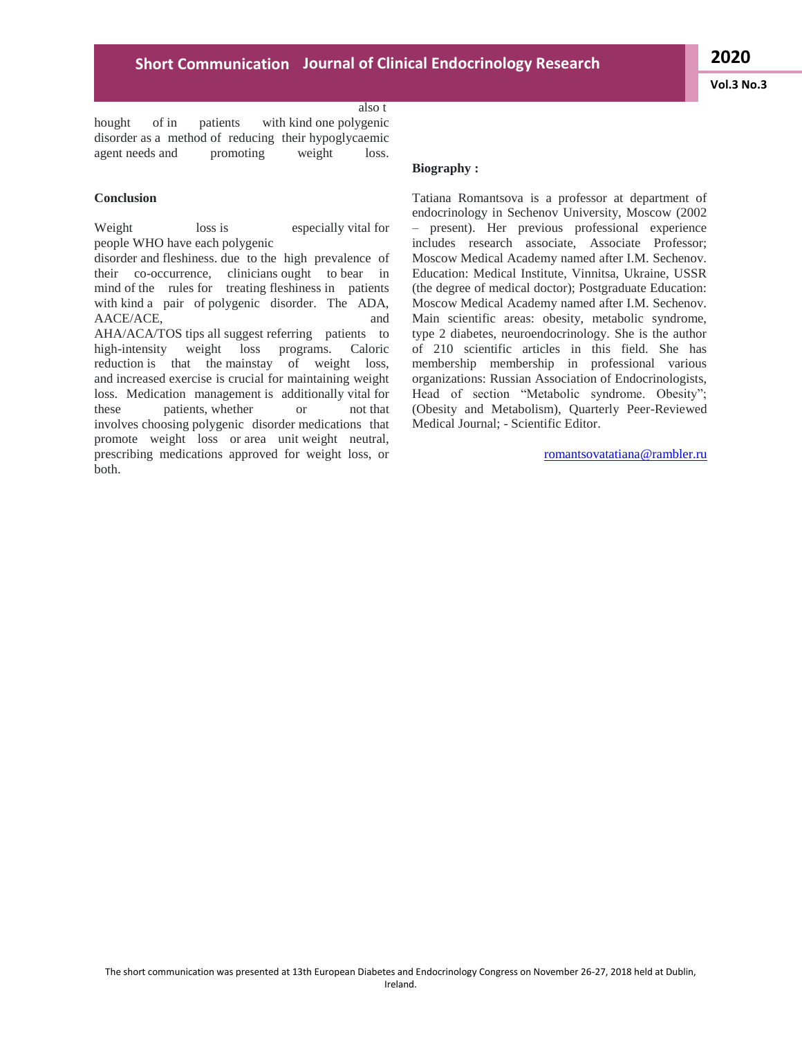also thought of in patients with kind one polygenic disorder as a method of reducing their hypoglycaemic agent needs and promoting weight loss.

**Conclusion**

Weight loss is especially vital for people WHO have each polygenic disorder and fleshiness. due to the high prevalence of their co-occurrence, clinicians ought to bear in mind of the rules for treating fleshiness in patients with kind a pair of polygenic disorder. The ADA, AACE/ACE, and AHA/ACA/TOS tips all suggest referring patients to high-intensity weight loss programs. Caloric reduction is that the mainstay of weight loss, and increased exercise is crucial for maintaining weight loss. Medication management is additionally vital for these patients, whether or not that involves choosing polygenic disorder medications that promote weight loss or area unit weight neutral, prescribing medications approved for weight loss, or both.

**Biography :**

Tatiana Romantsova is a professor at department of endocrinology in Sechenov University, Moscow (2002 – present). Her previous professional experience includes research associate, Associate Professor; Moscow Medical Academy named after I.M. Sechenov. Education: Medical Institute, Vinnitsa, Ukraine, USSR (the degree of medical doctor); Postgraduate Education: Moscow Medical Academy named after I.M. Sechenov. Main scientific areas: obesity, metabolic syndrome, type 2 diabetes, neuroendocrinology. She is the author of 210 scientific articles in this field. She has membership membership in professional various organizations: Russian Association of Endocrinologists, Head of section "Metabolic syndrome. Obesity"; (Obesity and Metabolism), Quarterly Peer-Reviewed Medical Journal; - Scientific Editor.

romantsovatatiana@rambler.ru

The short communication was presented at 13th European Diabetes and Endocrinology Congress on November 26-27, 2018 held at Dublin, Ireland.